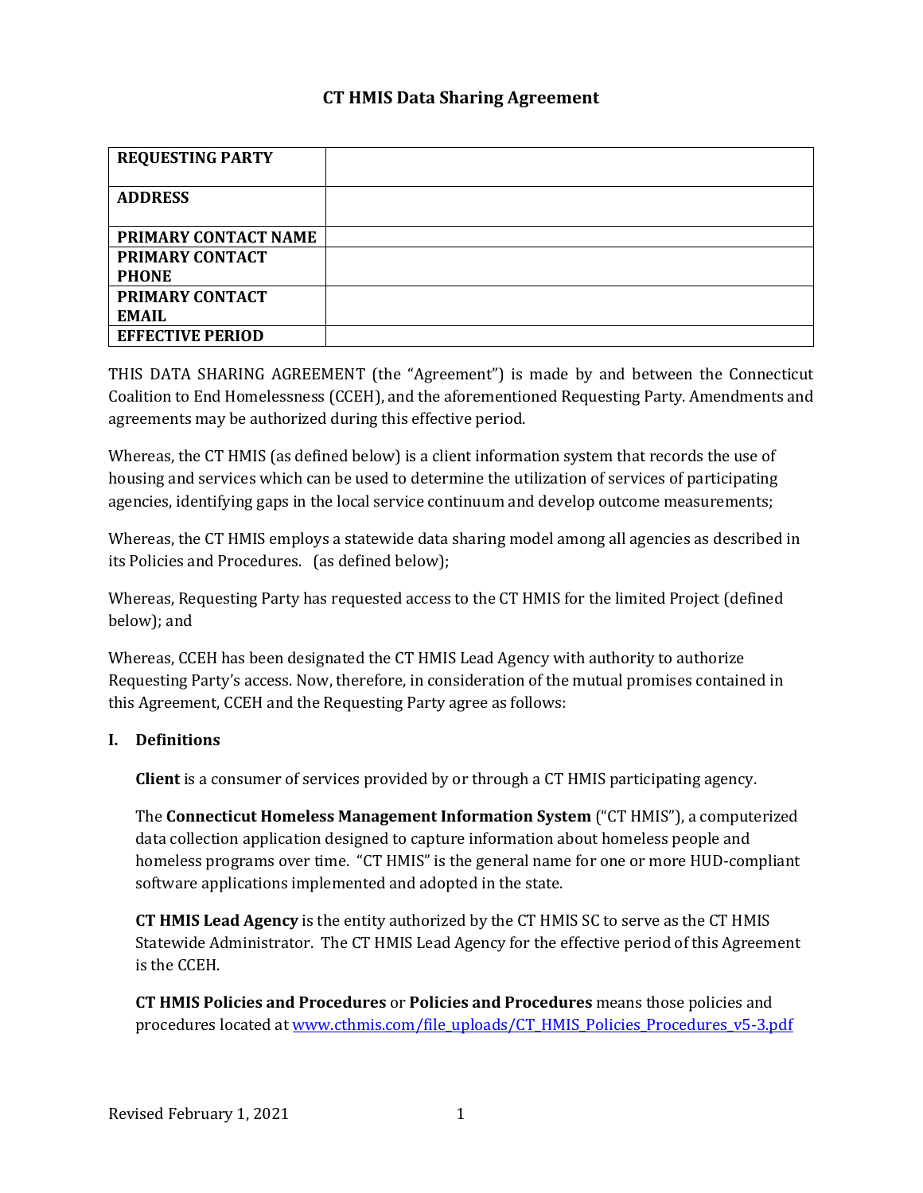# CT HMIS Data Sharing Agreement

| REQUESTING PARTY | |
|---|---|
| ADDRESS | |
| PRIMARY CONTACT NAME | |
| PRIMARY CONTACT PHONE | |
| PRIMARY CONTACT EMAIL | |
| EFFECTIVE PERIOD | |

THIS DATA SHARING AGREEMENT (the "Agreement") is made by and between the Connecticut Coalition to End Homelessness (CCEH), and the aforementioned Requesting Party. Amendments and agreements may be authorized during this effective period.

Whereas, the CT HMIS (as defined below) is a client information system that records the use of housing and services which can be used to determine the utilization of services of participating agencies, identifying gaps in the local service continuum and develop outcome measurements;

Whereas, the CT HMIS employs a statewide data sharing model among all agencies as described in its Policies and Procedures. (as defined below);

Whereas, Requesting Party has requested access to the CT HMIS for the limited Project (defined below); and

Whereas, CCEH has been designated the CT HMIS Lead Agency with authority to authorize Requesting Party's access. Now, therefore, in consideration of the mutual promises contained in this Agreement, CCEH and the Requesting Party agree as follows:

## I. Definitions

**Client** is a consumer of services provided by or through a CT HMIS participating agency.

The **Connecticut Homeless Management Information System** ("CT HMIS"), a computerized data collection application designed to capture information about homeless people and homeless programs over time. "CT HMIS" is the general name for one or more HUD-compliant software applications implemented and adopted in the state.

**CT HMIS Lead Agency** is the entity authorized by the CT HMIS SC to serve as the CT HMIS Statewide Administrator. The CT HMIS Lead Agency for the effective period of this Agreement is the CCEH.

**CT HMIS Policies and Procedures** or **Policies and Procedures** means those policies and procedures located at [www.cthmis.com/file_uploads/CT_HMIS_Policies_Procedures_v5-3.pdf](www.cthmis.com/file_uploads/CT_HMIS_Policies_Procedures_v5-3.pdf)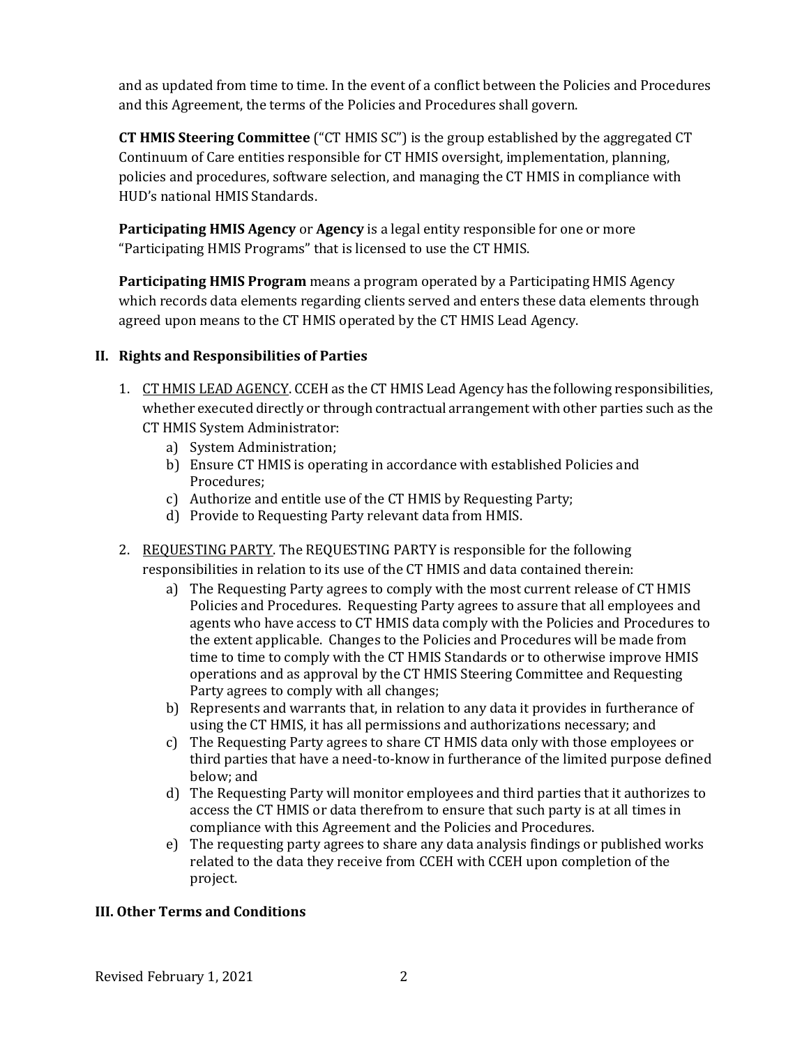and as updated from time to time. In the event of a conflict between the Policies and Procedures and this Agreement, the terms of the Policies and Procedures shall govern.

**CT HMIS Steering Committee** ("CT HMIS SC") is the group established by the aggregated CT Continuum of Care entities responsible for CT HMIS oversight, implementation, planning, policies and procedures, software selection, and managing the CT HMIS in compliance with HUD's national HMIS Standards.

**Participating HMIS Agency** or **Agency** is a legal entity responsible for one or more "Participating HMIS Programs" that is licensed to use the CT HMIS.

**Participating HMIS Program** means a program operated by a Participating HMIS Agency which records data elements regarding clients served and enters these data elements through agreed upon means to the CT HMIS operated by the CT HMIS Lead Agency.

## II. Rights and Responsibilities of Parties

1. <u>CT HMIS LEAD AGENCY</u>. CCEH as the CT HMIS Lead Agency has the following responsibilities, whether executed directly or through contractual arrangement with other parties such as the CT HMIS System Administrator:
   a) System Administration;
   b) Ensure CT HMIS is operating in accordance with established Policies and Procedures;
   c) Authorize and entitle use of the CT HMIS by Requesting Party;
   d) Provide to Requesting Party relevant data from HMIS.

2. <u>REQUESTING PARTY</u>. The REQUESTING PARTY is responsible for the following responsibilities in relation to its use of the CT HMIS and data contained therein:
   a) The Requesting Party agrees to comply with the most current release of CT HMIS Policies and Procedures. Requesting Party agrees to assure that all employees and agents who have access to CT HMIS data comply with the Policies and Procedures to the extent applicable. Changes to the Policies and Procedures will be made from time to time to comply with the CT HMIS Standards or to otherwise improve HMIS operations and as approval by the CT HMIS Steering Committee and Requesting Party agrees to comply with all changes;
   b) Represents and warrants that, in relation to any data it provides in furtherance of using the CT HMIS, it has all permissions and authorizations necessary; and
   c) The Requesting Party agrees to share CT HMIS data only with those employees or third parties that have a need-to-know in furtherance of the limited purpose defined below; and
   d) The Requesting Party will monitor employees and third parties that it authorizes to access the CT HMIS or data therefrom to ensure that such party is at all times in compliance with this Agreement and the Policies and Procedures.
   e) The requesting party agrees to share any data analysis findings or published works related to the data they receive from CCEH with CCEH upon completion of the project.

## III. Other Terms and Conditions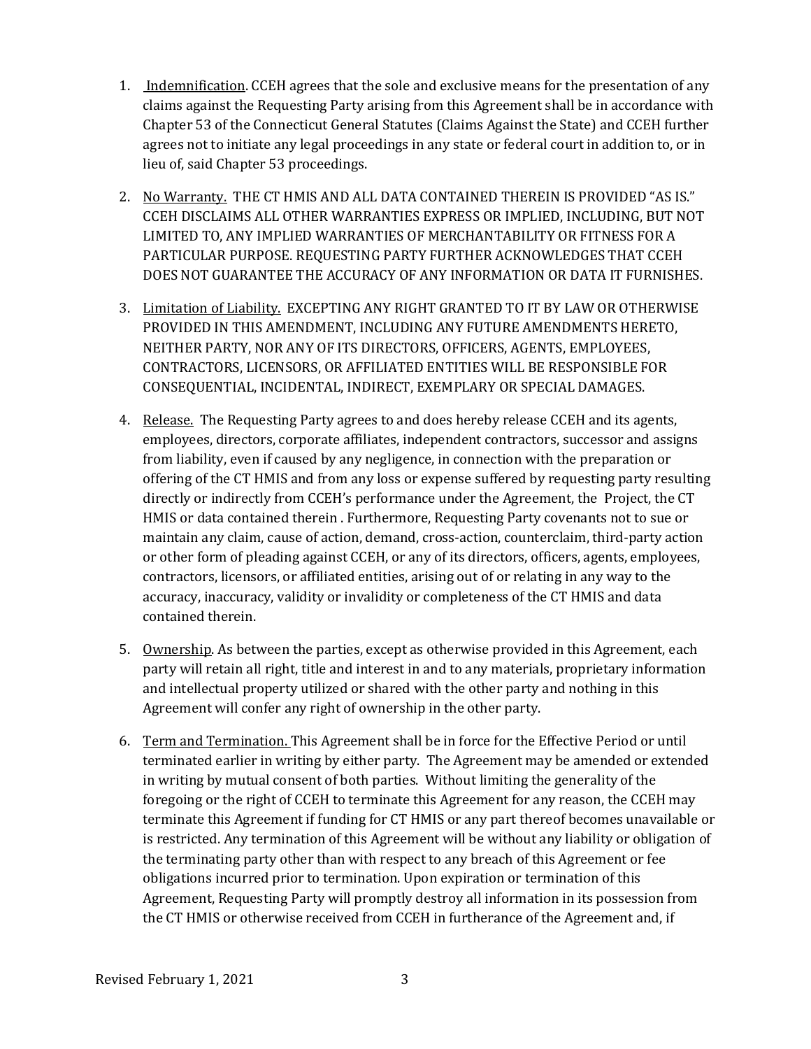1. Indemnification. CCEH agrees that the sole and exclusive means for the presentation of any claims against the Requesting Party arising from this Agreement shall be in accordance with Chapter 53 of the Connecticut General Statutes (Claims Against the State) and CCEH further agrees not to initiate any legal proceedings in any state or federal court in addition to, or in lieu of, said Chapter 53 proceedings.

2. No Warranty. THE CT HMIS AND ALL DATA CONTAINED THEREIN IS PROVIDED "AS IS." CCEH DISCLAIMS ALL OTHER WARRANTIES EXPRESS OR IMPLIED, INCLUDING, BUT NOT LIMITED TO, ANY IMPLIED WARRANTIES OF MERCHANTABILITY OR FITNESS FOR A PARTICULAR PURPOSE. REQUESTING PARTY FURTHER ACKNOWLEDGES THAT CCEH DOES NOT GUARANTEE THE ACCURACY OF ANY INFORMATION OR DATA IT FURNISHES.

3. Limitation of Liability. EXCEPTING ANY RIGHT GRANTED TO IT BY LAW OR OTHERWISE PROVIDED IN THIS AMENDMENT, INCLUDING ANY FUTURE AMENDMENTS HERETO, NEITHER PARTY, NOR ANY OF ITS DIRECTORS, OFFICERS, AGENTS, EMPLOYEES, CONTRACTORS, LICENSORS, OR AFFILIATED ENTITIES WILL BE RESPONSIBLE FOR CONSEQUENTIAL, INCIDENTAL, INDIRECT, EXEMPLARY OR SPECIAL DAMAGES.

4. Release. The Requesting Party agrees to and does hereby release CCEH and its agents, employees, directors, corporate affiliates, independent contractors, successor and assigns from liability, even if caused by any negligence, in connection with the preparation or offering of the CT HMIS and from any loss or expense suffered by requesting party resulting directly or indirectly from CCEH's performance under the Agreement, the Project, the CT HMIS or data contained therein . Furthermore, Requesting Party covenants not to sue or maintain any claim, cause of action, demand, cross-action, counterclaim, third-party action or other form of pleading against CCEH, or any of its directors, officers, agents, employees, contractors, licensors, or affiliated entities, arising out of or relating in any way to the accuracy, inaccuracy, validity or invalidity or completeness of the CT HMIS and data contained therein.

5. Ownership. As between the parties, except as otherwise provided in this Agreement, each party will retain all right, title and interest in and to any materials, proprietary information and intellectual property utilized or shared with the other party and nothing in this Agreement will confer any right of ownership in the other party.

6. Term and Termination. This Agreement shall be in force for the Effective Period or until terminated earlier in writing by either party. The Agreement may be amended or extended in writing by mutual consent of both parties. Without limiting the generality of the foregoing or the right of CCEH to terminate this Agreement for any reason, the CCEH may terminate this Agreement if funding for CT HMIS or any part thereof becomes unavailable or is restricted. Any termination of this Agreement will be without any liability or obligation of the terminating party other than with respect to any breach of this Agreement or fee obligations incurred prior to termination. Upon expiration or termination of this Agreement, Requesting Party will promptly destroy all information in its possession from the CT HMIS or otherwise received from CCEH in furtherance of the Agreement and, if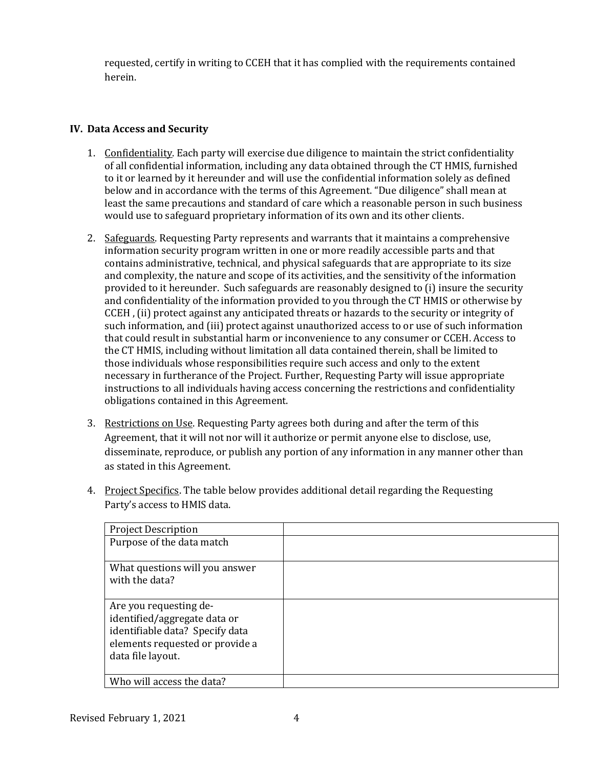requested, certify in writing to CCEH that it has complied with the requirements contained herein.

## IV. Data Access and Security

1. Confidentiality. Each party will exercise due diligence to maintain the strict confidentiality of all confidential information, including any data obtained through the CT HMIS, furnished to it or learned by it hereunder and will use the confidential information solely as defined below and in accordance with the terms of this Agreement. "Due diligence" shall mean at least the same precautions and standard of care which a reasonable person in such business would use to safeguard proprietary information of its own and its other clients.

2. Safeguards. Requesting Party represents and warrants that it maintains a comprehensive information security program written in one or more readily accessible parts and that contains administrative, technical, and physical safeguards that are appropriate to its size and complexity, the nature and scope of its activities, and the sensitivity of the information provided to it hereunder. Such safeguards are reasonably designed to (i) insure the security and confidentiality of the information provided to you through the CT HMIS or otherwise by CCEH , (ii) protect against any anticipated threats or hazards to the security or integrity of such information, and (iii) protect against unauthorized access to or use of such information that could result in substantial harm or inconvenience to any consumer or CCEH. Access to the CT HMIS, including without limitation all data contained therein, shall be limited to those individuals whose responsibilities require such access and only to the extent necessary in furtherance of the Project. Further, Requesting Party will issue appropriate instructions to all individuals having access concerning the restrictions and confidentiality obligations contained in this Agreement.

3. Restrictions on Use. Requesting Party agrees both during and after the term of this Agreement, that it will not nor will it authorize or permit anyone else to disclose, use, disseminate, reproduce, or publish any portion of any information in any manner other than as stated in this Agreement.

4. Project Specifics. The table below provides additional detail regarding the Requesting Party's access to HMIS data.

| Project Description | |
|---|---|
| Purpose of the data match | |
| What questions will you answer with the data? | |
| Are you requesting de-identified/aggregate data or identifiable data? Specify data elements requested or provide a data file layout. | |
| Who will access the data? | |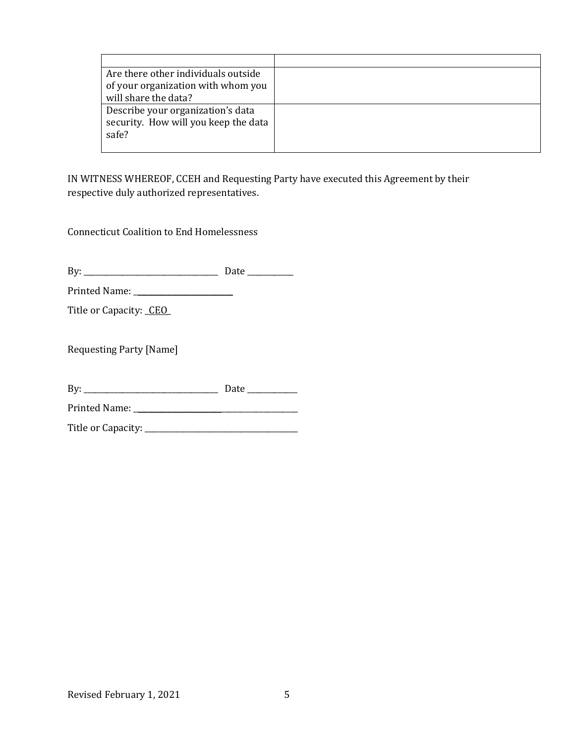| | |
|---|---|
| Are there other individuals outside of your organization with whom you will share the data? | |
| Describe your organization's data security. How will you keep the data safe? | |

IN WITNESS WHEREOF, CCEH and Requesting Party have executed this Agreement by their respective duly authorized representatives.

Connecticut Coalition to End Homelessness

By: ________________________________ Date ___________

Printed Name: ________________________

Title or Capacity: _CEO_

Requesting Party [Name]

By: ________________________________ Date ____________

Printed Name: ______________________________________

Title or Capacity: _____________________________________

Revised February 1, 2021